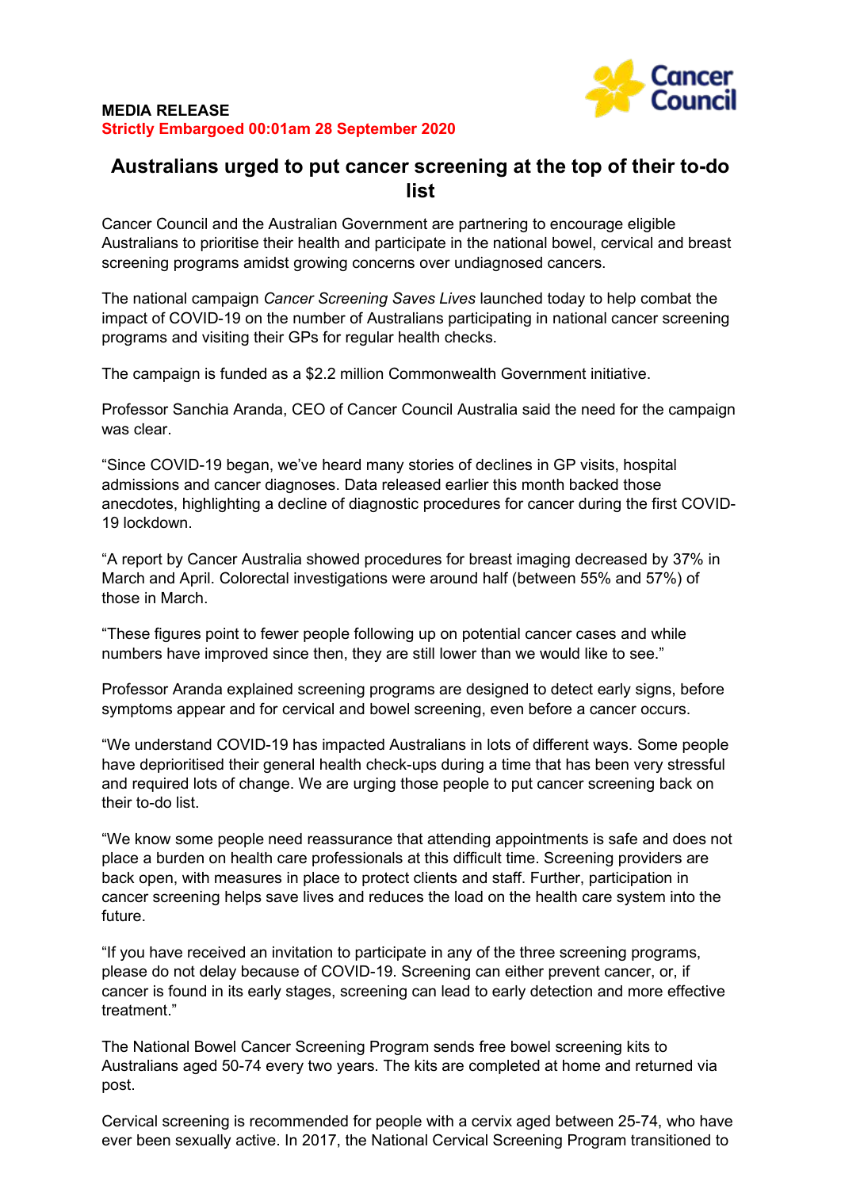**MEDIA RELEASE**
**Strictly Embargoed 00:01am 28 September 2020**

# Australians urged to put cancer screening at the top of their to-do list

Cancer Council and the Australian Government are partnering to encourage eligible Australians to prioritise their health and participate in the national bowel, cervical and breast screening programs amidst growing concerns over undiagnosed cancers.

The national campaign *Cancer Screening Saves Lives* launched today to help combat the impact of COVID-19 on the number of Australians participating in national cancer screening programs and visiting their GPs for regular health checks.

The campaign is funded as a $2.2 million Commonwealth Government initiative.

Professor Sanchia Aranda, CEO of Cancer Council Australia said the need for the campaign was clear.

"Since COVID-19 began, we've heard many stories of declines in GP visits, hospital admissions and cancer diagnoses. Data released earlier this month backed those anecdotes, highlighting a decline of diagnostic procedures for cancer during the first COVID-19 lockdown.

"A report by Cancer Australia showed procedures for breast imaging decreased by 37% in March and April. Colorectal investigations were around half (between 55% and 57%) of those in March.

"These figures point to fewer people following up on potential cancer cases and while numbers have improved since then, they are still lower than we would like to see."

Professor Aranda explained screening programs are designed to detect early signs, before symptoms appear and for cervical and bowel screening, even before a cancer occurs.

"We understand COVID-19 has impacted Australians in lots of different ways. Some people have deprioritised their general health check-ups during a time that has been very stressful and required lots of change. We are urging those people to put cancer screening back on their to-do list.

"We know some people need reassurance that attending appointments is safe and does not place a burden on health care professionals at this difficult time. Screening providers are back open, with measures in place to protect clients and staff. Further, participation in cancer screening helps save lives and reduces the load on the health care system into the future.

"If you have received an invitation to participate in any of the three screening programs, please do not delay because of COVID-19. Screening can either prevent cancer, or, if cancer is found in its early stages, screening can lead to early detection and more effective treatment."

The National Bowel Cancer Screening Program sends free bowel screening kits to Australians aged 50-74 every two years. The kits are completed at home and returned via post.

Cervical screening is recommended for people with a cervix aged between 25-74, who have ever been sexually active. In 2017, the National Cervical Screening Program transitioned to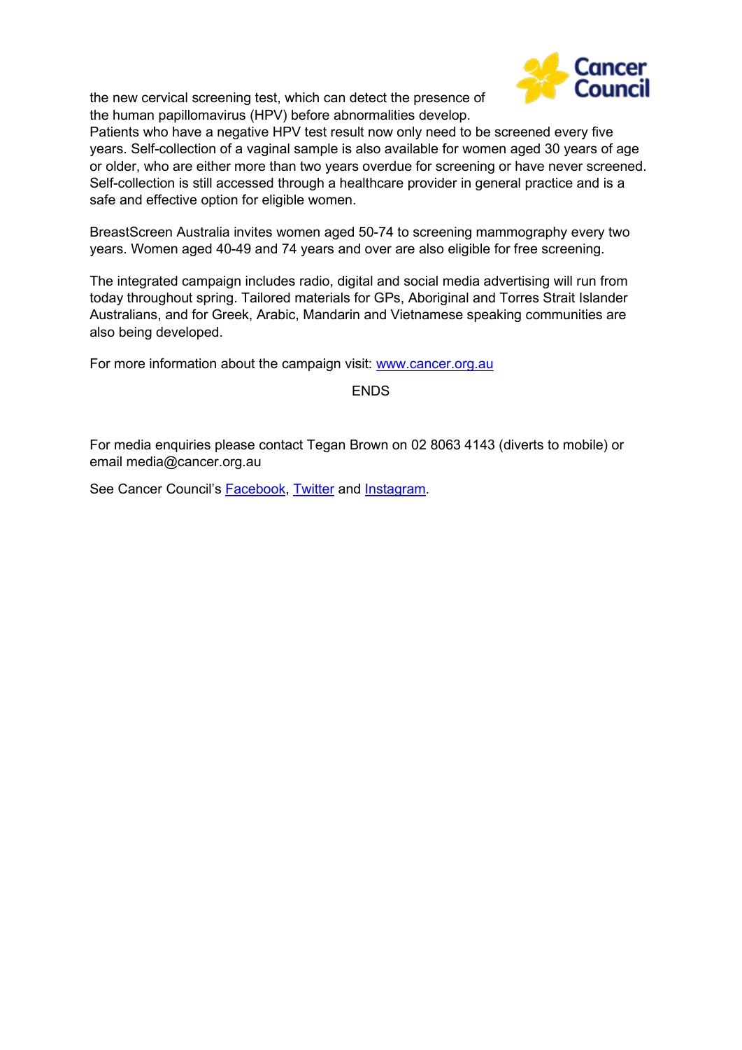the new cervical screening test, which can detect the presence of the human papillomavirus (HPV) before abnormalities develop. Patients who have a negative HPV test result now only need to be screened every five years. Self-collection of a vaginal sample is also available for women aged 30 years of age or older, who are either more than two years overdue for screening or have never screened. Self-collection is still accessed through a healthcare provider in general practice and is a safe and effective option for eligible women.

BreastScreen Australia invites women aged 50-74 to screening mammography every two years. Women aged 40-49 and 74 years and over are also eligible for free screening.

The integrated campaign includes radio, digital and social media advertising will run from today throughout spring. Tailored materials for GPs, Aboriginal and Torres Strait Islander Australians, and for Greek, Arabic, Mandarin and Vietnamese speaking communities are also being developed.

For more information about the campaign visit: [www.cancer.org.au](www.cancer.org.au)

ENDS

For media enquiries please contact Tegan Brown on 02 8063 4143 (diverts to mobile) or email media@cancer.org.au

See Cancer Council's Facebook, Twitter and Instagram.